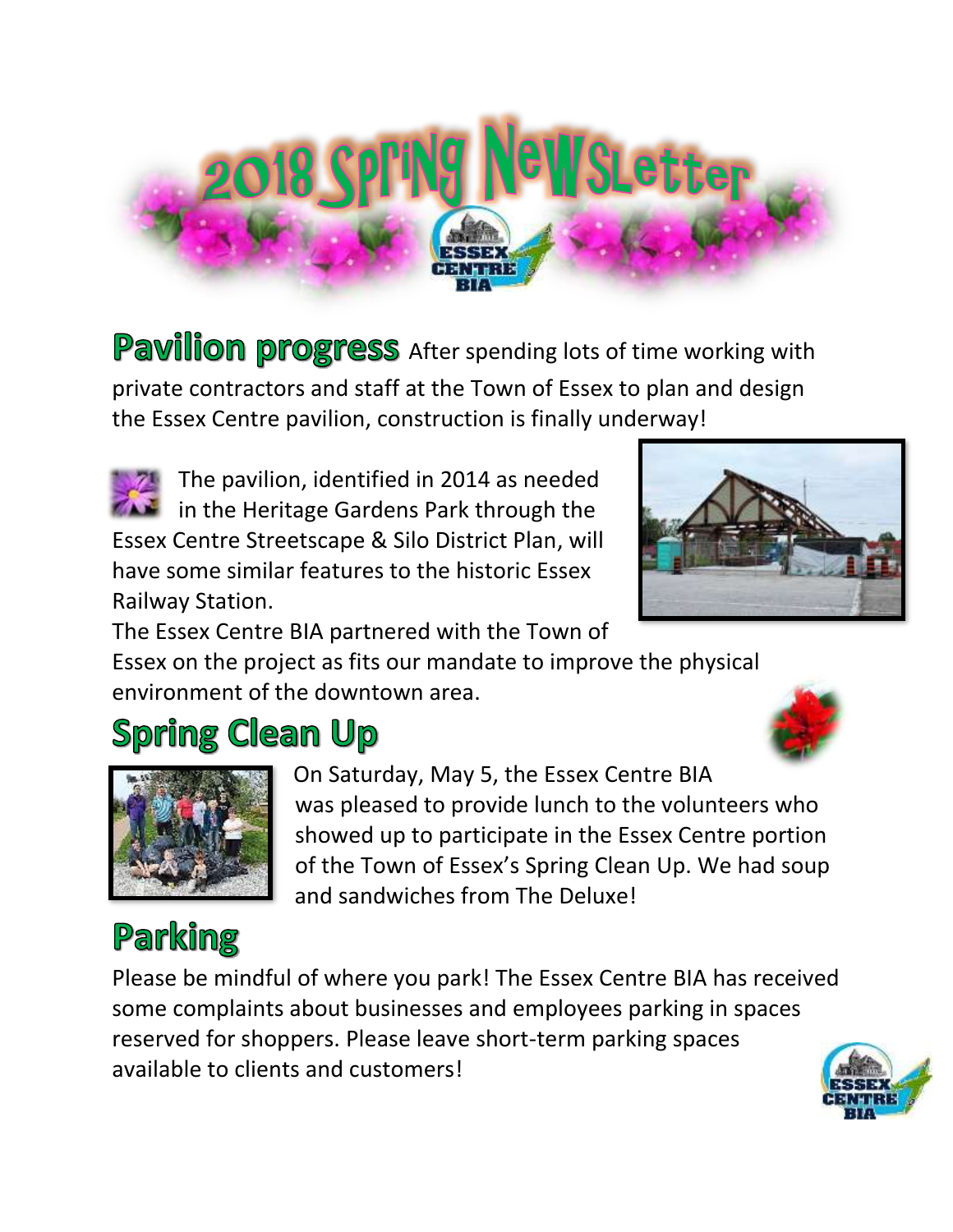# 2018 Spring Newsletter

## Pavilion progress

After spending lots of time working with private contractors and staff at the Town of Essex to plan and design the Essex Centre pavilion, construction is finally underway!

The pavilion, identified in 2014 as needed in the Heritage Gardens Park through the Essex Centre Streetscape & Silo District Plan, will have some similar features to the historic Essex Railway Station.

The Essex Centre BIA partnered with the Town of Essex on the project as fits our mandate to improve the physical environment of the downtown area.

## Spring Clean Up

On Saturday, May 5, the Essex Centre BIA was pleased to provide lunch to the volunteers who showed up to participate in the Essex Centre portion of the Town of Essex's Spring Clean Up. We had soup and sandwiches from The Deluxe!

## Parking

Please be mindful of where you park! The Essex Centre BIA has received some complaints about businesses and employees parking in spaces reserved for shoppers. Please leave short-term parking spaces available to clients and customers!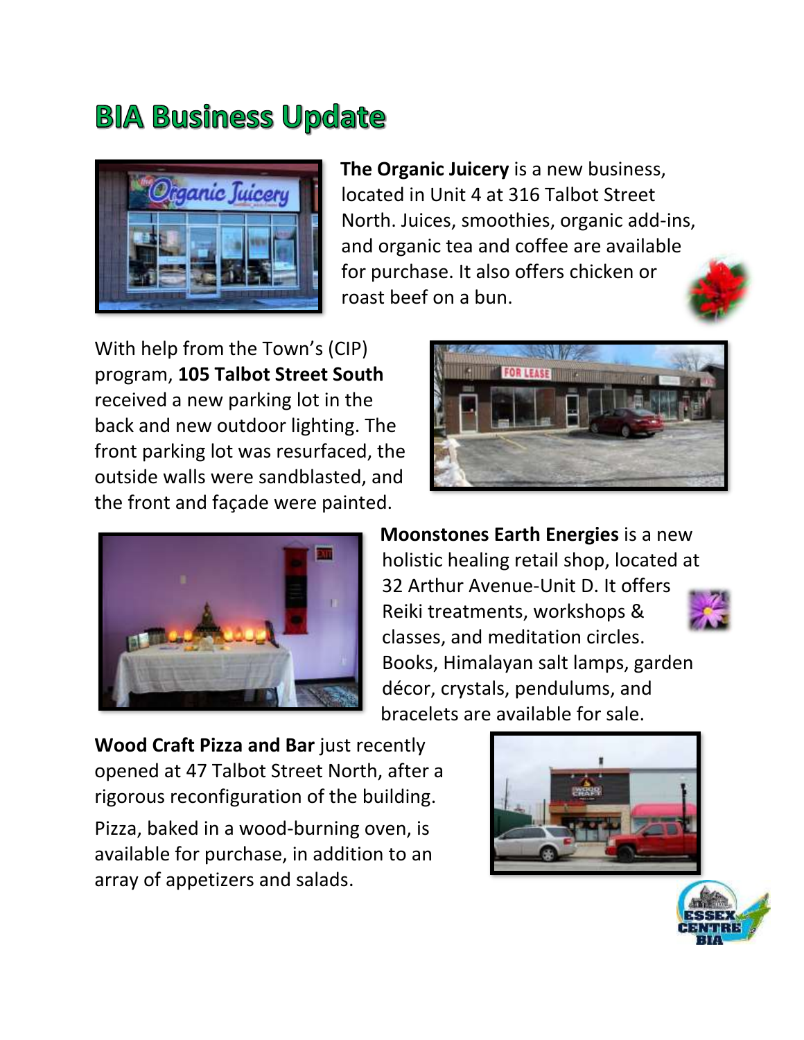# BIA Business Update

**The Organic Juicery** is a new business, located in Unit 4 at 316 Talbot Street North. Juices, smoothies, organic add-ins, and organic tea and coffee are available for purchase. It also offers chicken or roast beef on a bun.

With help from the Town's (CIP) program, **105 Talbot Street South** received a new parking lot in the back and new outdoor lighting. The front parking lot was resurfaced, the outside walls were sandblasted, and the front and façade were painted.

**Moonstones Earth Energies** is a new holistic healing retail shop, located at 32 Arthur Avenue-Unit D. It offers Reiki treatments, workshops & classes, and meditation circles. Books, Himalayan salt lamps, garden décor, crystals, pendulums, and bracelets are available for sale.

**Wood Craft Pizza and Bar** just recently opened at 47 Talbot Street North, after a rigorous reconfiguration of the building.

Pizza, baked in a wood-burning oven, is available for purchase, in addition to an array of appetizers and salads.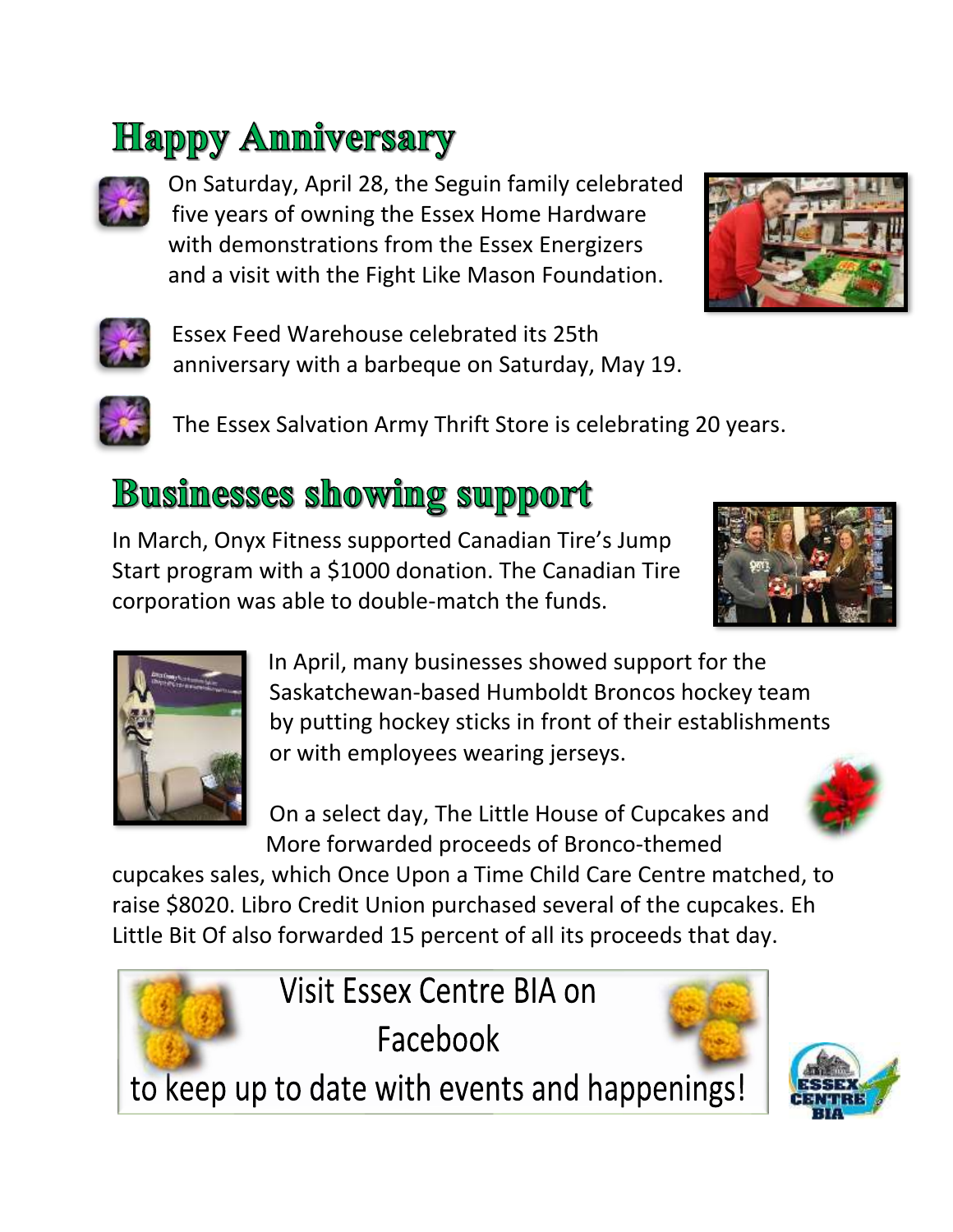# Happy Anniversary

- On Saturday, April 28, the Seguin family celebrated five years of owning the Essex Home Hardware with demonstrations from the Essex Energizers and a visit with the Fight Like Mason Foundation.
- Essex Feed Warehouse celebrated its 25th anniversary with a barbeque on Saturday, May 19.
- The Essex Salvation Army Thrift Store is celebrating 20 years.

# Businesses showing support

In March, Onyx Fitness supported Canadian Tire's Jump Start program with a $1000 donation. The Canadian Tire corporation was able to double-match the funds.

In April, many businesses showed support for the Saskatchewan-based Humboldt Broncos hockey team by putting hockey sticks in front of their establishments or with employees wearing jerseys.

On a select day, The Little House of Cupcakes and More forwarded proceeds of Bronco-themed cupcakes sales, which Once Upon a Time Child Care Centre matched, to raise $8020. Libro Credit Union purchased several of the cupcakes. Eh Little Bit Of also forwarded 15 percent of all its proceeds that day.

Visit Essex Centre BIA on Facebook
to keep up to date with events and happenings!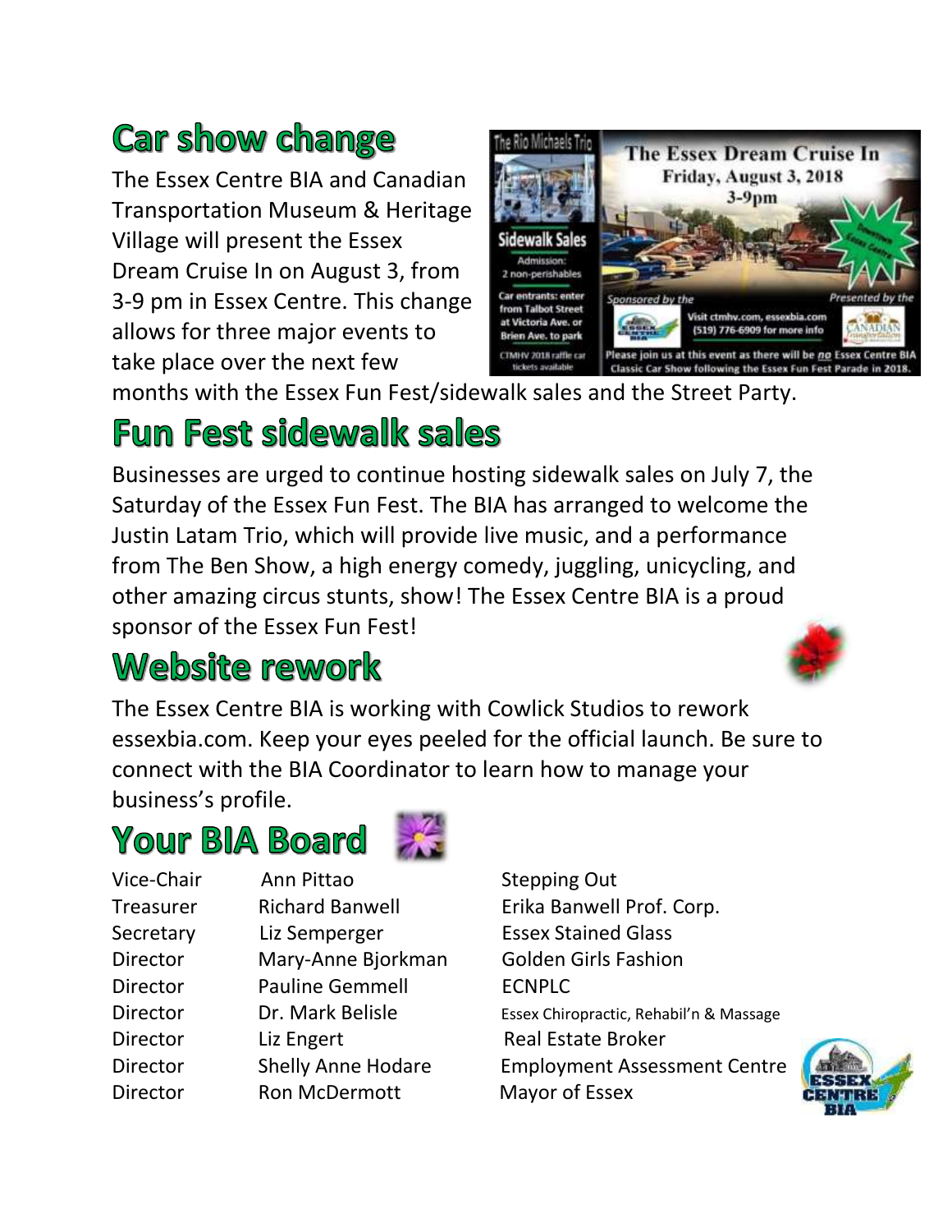## Car show change

The Essex Centre BIA and Canadian Transportation Museum & Heritage Village will present the Essex Dream Cruise In on August 3, from 3-9 pm in Essex Centre. This change allows for three major events to take place over the next few months with the Essex Fun Fest/sidewalk sales and the Street Party.

## Fun Fest sidewalk sales

Businesses are urged to continue hosting sidewalk sales on July 7, the Saturday of the Essex Fun Fest. The BIA has arranged to welcome the Justin Latam Trio, which will provide live music, and a performance from The Ben Show, a high energy comedy, juggling, unicycling, and other amazing circus stunts, show! The Essex Centre BIA is a proud sponsor of the Essex Fun Fest!

## Website rework

The Essex Centre BIA is working with Cowlick Studios to rework essexbia.com. Keep your eyes peeled for the official launch. Be sure to connect with the BIA Coordinator to learn how to manage your business's profile.

## Your BIA Board

| | | |
|---|---|---|
| Vice-Chair | Ann Pittao | Stepping Out |
| Treasurer | Richard Banwell | Erika Banwell Prof. Corp. |
| Secretary | Liz Semperger | Essex Stained Glass |
| Director | Mary-Anne Bjorkman | Golden Girls Fashion |
| Director | Pauline Gemmell | ECNPLC |
| Director | Dr. Mark Belisle | Essex Chiropractic, Rehabil'n & Massage |
| Director | Liz Engert | Real Estate Broker |
| Director | Shelly Anne Hodare | Employment Assessment Centre |
| Director | Ron McDermott | Mayor of Essex |